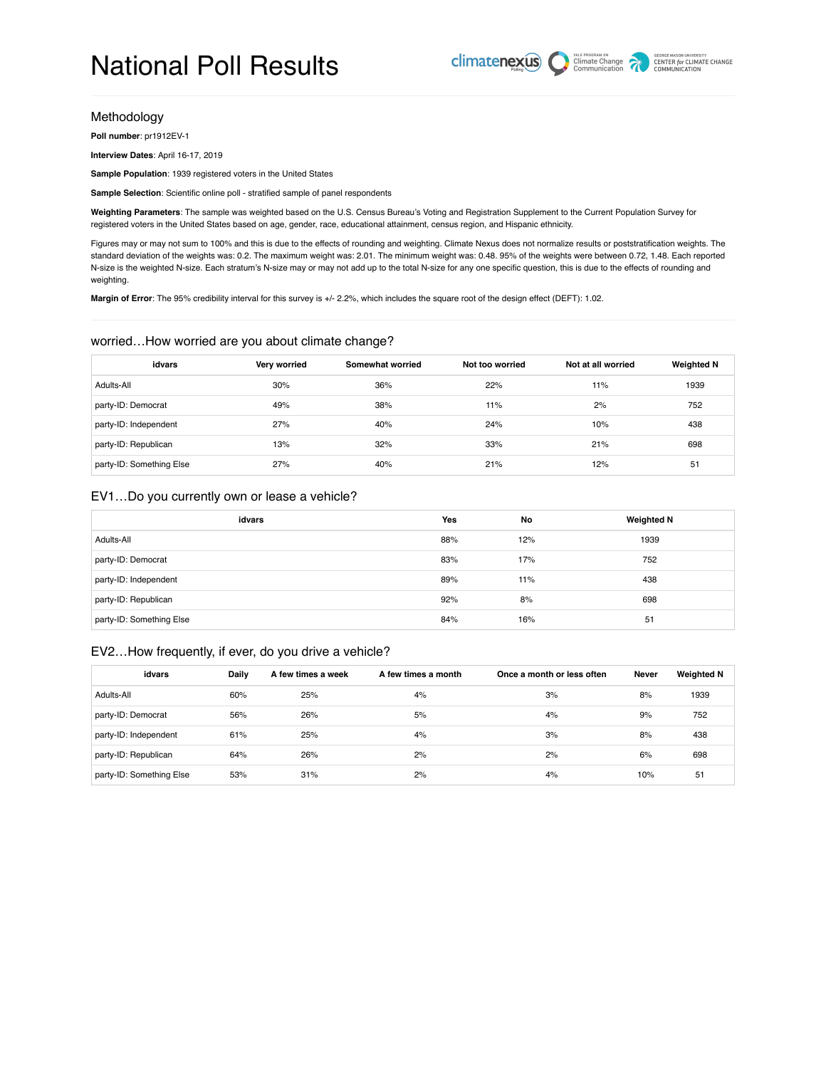# National Poll Results

## Methodology

**Poll number**: pr1912EV-1

**Interview Dates**: April 16-17, 2019

**Sample Population**: 1939 registered voters in the United States

**Sample Selection**: Scientific online poll - stratified sample of panel respondents

**Weighting Parameters**: The sample was weighted based on the U.S. Census Bureau's Voting and Registration Supplement to the Current Population Survey for registered voters in the United States based on age, gender, race, educational attainment, census region, and Hispanic ethnicity.

Figures may or may not sum to 100% and this is due to the effects of rounding and weighting. Climate Nexus does not normalize results or poststratification weights. The standard deviation of the weights was: 0.2. The maximum weight was: 2.01. The minimum weight was: 0.48. 95% of the weights were between 0.72, 1.48. Each reported N-size is the weighted N-size. Each stratum's N-size may or may not add up to the total N-size for any one specific question, this is due to the effects of rounding and weighting.

**Margin of Error**: The 95% credibility interval for this survey is +/- 2.2%, which includes the square root of the design effect (DEFT): 1.02.

## worried…How worried are you about climate change?

| idvars | Very worried | Somewhat worried | Not too worried | Not at all worried | Weighted N |
|---|---|---|---|---|---|
| Adults-All | 30% | 36% | 22% | 11% | 1939 |
| party-ID: Democrat | 49% | 38% | 11% | 2% | 752 |
| party-ID: Independent | 27% | 40% | 24% | 10% | 438 |
| party-ID: Republican | 13% | 32% | 33% | 21% | 698 |
| party-ID: Something Else | 27% | 40% | 21% | 12% | 51 |

## EV1…Do you currently own or lease a vehicle?

| idvars | Yes | No | Weighted N |
|---|---|---|---|
| Adults-All | 88% | 12% | 1939 |
| party-ID: Democrat | 83% | 17% | 752 |
| party-ID: Independent | 89% | 11% | 438 |
| party-ID: Republican | 92% | 8% | 698 |
| party-ID: Something Else | 84% | 16% | 51 |

## EV2…How frequently, if ever, do you drive a vehicle?

| idvars | Daily | A few times a week | A few times a month | Once a month or less often | Never | Weighted N |
|---|---|---|---|---|---|---|
| Adults-All | 60% | 25% | 4% | 3% | 8% | 1939 |
| party-ID: Democrat | 56% | 26% | 5% | 4% | 9% | 752 |
| party-ID: Independent | 61% | 25% | 4% | 3% | 8% | 438 |
| party-ID: Republican | 64% | 26% | 2% | 2% | 6% | 698 |
| party-ID: Something Else | 53% | 31% | 2% | 4% | 10% | 51 |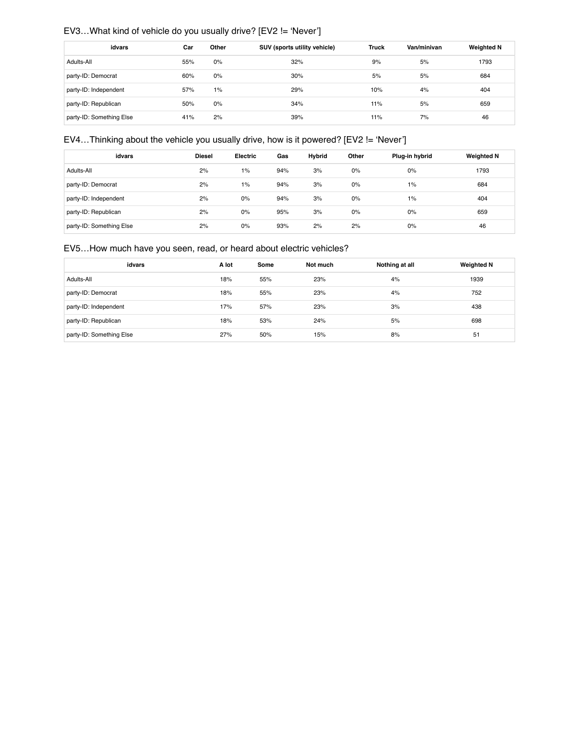## EV3…What kind of vehicle do you usually drive? [EV2 != 'Never']

| idvars | Car | Other | SUV (sports utility vehicle) | Truck | Van/minivan | Weighted N |
|---|---|---|---|---|---|---|
| Adults-All | 55% | 0% | 32% | 9% | 5% | 1793 |
| party-ID: Democrat | 60% | 0% | 30% | 5% | 5% | 684 |
| party-ID: Independent | 57% | 1% | 29% | 10% | 4% | 404 |
| party-ID: Republican | 50% | 0% | 34% | 11% | 5% | 659 |
| party-ID: Something Else | 41% | 2% | 39% | 11% | 7% | 46 |

## EV4…Thinking about the vehicle you usually drive, how is it powered? [EV2 != 'Never']

| idvars | Diesel | Electric | Gas | Hybrid | Other | Plug-in hybrid | Weighted N |
|---|---|---|---|---|---|---|---|
| Adults-All | 2% | 1% | 94% | 3% | 0% | 0% | 1793 |
| party-ID: Democrat | 2% | 1% | 94% | 3% | 0% | 1% | 684 |
| party-ID: Independent | 2% | 0% | 94% | 3% | 0% | 1% | 404 |
| party-ID: Republican | 2% | 0% | 95% | 3% | 0% | 0% | 659 |
| party-ID: Something Else | 2% | 0% | 93% | 2% | 2% | 0% | 46 |

## EV5…How much have you seen, read, or heard about electric vehicles?

| idvars | A lot | Some | Not much | Nothing at all | Weighted N |
|---|---|---|---|---|---|
| Adults-All | 18% | 55% | 23% | 4% | 1939 |
| party-ID: Democrat | 18% | 55% | 23% | 4% | 752 |
| party-ID: Independent | 17% | 57% | 23% | 3% | 438 |
| party-ID: Republican | 18% | 53% | 24% | 5% | 698 |
| party-ID: Something Else | 27% | 50% | 15% | 8% | 51 |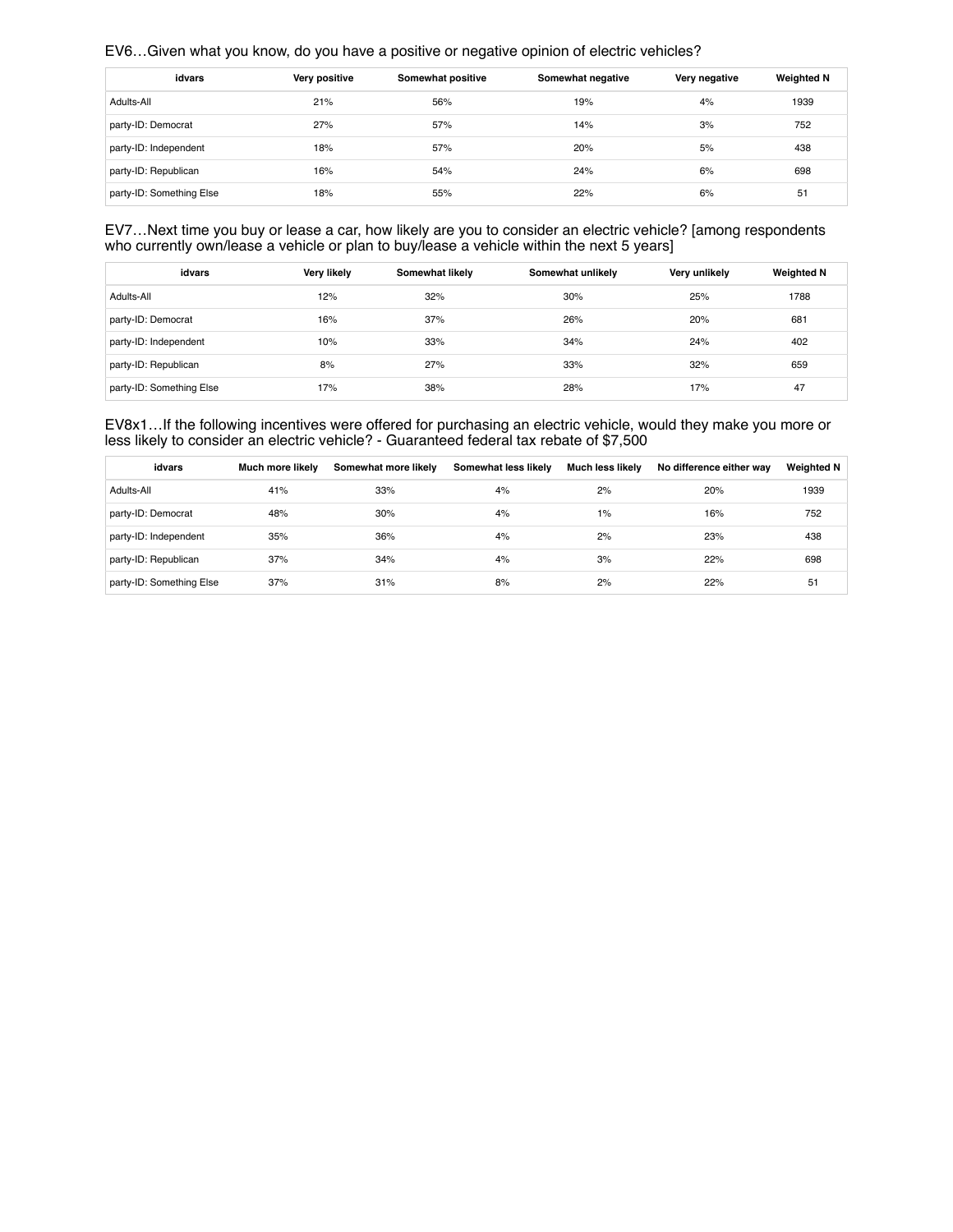EV6…Given what you know, do you have a positive or negative opinion of electric vehicles?

| idvars | Very positive | Somewhat positive | Somewhat negative | Very negative | Weighted N |
|---|---|---|---|---|---|
| Adults-All | 21% | 56% | 19% | 4% | 1939 |
| party-ID: Democrat | 27% | 57% | 14% | 3% | 752 |
| party-ID: Independent | 18% | 57% | 20% | 5% | 438 |
| party-ID: Republican | 16% | 54% | 24% | 6% | 698 |
| party-ID: Something Else | 18% | 55% | 22% | 6% | 51 |

EV7…Next time you buy or lease a car, how likely are you to consider an electric vehicle? [among respondents who currently own/lease a vehicle or plan to buy/lease a vehicle within the next 5 years]

| idvars | Very likely | Somewhat likely | Somewhat unlikely | Very unlikely | Weighted N |
|---|---|---|---|---|---|
| Adults-All | 12% | 32% | 30% | 25% | 1788 |
| party-ID: Democrat | 16% | 37% | 26% | 20% | 681 |
| party-ID: Independent | 10% | 33% | 34% | 24% | 402 |
| party-ID: Republican | 8% | 27% | 33% | 32% | 659 |
| party-ID: Something Else | 17% | 38% | 28% | 17% | 47 |

EV8x1…If the following incentives were offered for purchasing an electric vehicle, would they make you more or less likely to consider an electric vehicle? - Guaranteed federal tax rebate of $7,500

| idvars | Much more likely | Somewhat more likely | Somewhat less likely | Much less likely | No difference either way | Weighted N |
|---|---|---|---|---|---|---|
| Adults-All | 41% | 33% | 4% | 2% | 20% | 1939 |
| party-ID: Democrat | 48% | 30% | 4% | 1% | 16% | 752 |
| party-ID: Independent | 35% | 36% | 4% | 2% | 23% | 438 |
| party-ID: Republican | 37% | 34% | 4% | 3% | 22% | 698 |
| party-ID: Something Else | 37% | 31% | 8% | 2% | 22% | 51 |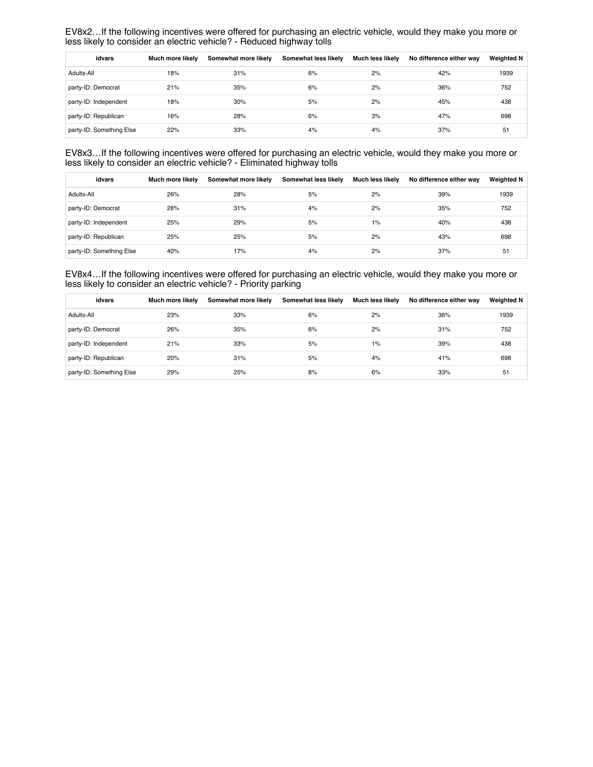EV8x2…If the following incentives were offered for purchasing an electric vehicle, would they make you more or less likely to consider an electric vehicle? - Reduced highway tolls

| idvars | Much more likely | Somewhat more likely | Somewhat less likely | Much less likely | No difference either way | Weighted N |
|---|---|---|---|---|---|---|
| Adults-All | 18% | 31% | 6% | 2% | 42% | 1939 |
| party-ID: Democrat | 21% | 35% | 6% | 2% | 36% | 752 |
| party-ID: Independent | 18% | 30% | 5% | 2% | 45% | 438 |
| party-ID: Republican | 16% | 28% | 6% | 3% | 47% | 698 |
| party-ID: Something Else | 22% | 33% | 4% | 4% | 37% | 51 |

EV8x3…If the following incentives were offered for purchasing an electric vehicle, would they make you more or less likely to consider an electric vehicle? - Eliminated highway tolls

| idvars | Much more likely | Somewhat more likely | Somewhat less likely | Much less likely | No difference either way | Weighted N |
|---|---|---|---|---|---|---|
| Adults-All | 26% | 28% | 5% | 2% | 39% | 1939 |
| party-ID: Democrat | 28% | 31% | 4% | 2% | 35% | 752 |
| party-ID: Independent | 25% | 29% | 5% | 1% | 40% | 438 |
| party-ID: Republican | 25% | 25% | 5% | 2% | 43% | 698 |
| party-ID: Something Else | 40% | 17% | 4% | 2% | 37% | 51 |

EV8x4…If the following incentives were offered for purchasing an electric vehicle, would they make you more or less likely to consider an electric vehicle? - Priority parking

| idvars | Much more likely | Somewhat more likely | Somewhat less likely | Much less likely | No difference either way | Weighted N |
|---|---|---|---|---|---|---|
| Adults-All | 23% | 33% | 6% | 2% | 36% | 1939 |
| party-ID: Democrat | 26% | 35% | 6% | 2% | 31% | 752 |
| party-ID: Independent | 21% | 33% | 5% | 1% | 39% | 438 |
| party-ID: Republican | 20% | 31% | 5% | 4% | 41% | 698 |
| party-ID: Something Else | 29% | 25% | 8% | 6% | 33% | 51 |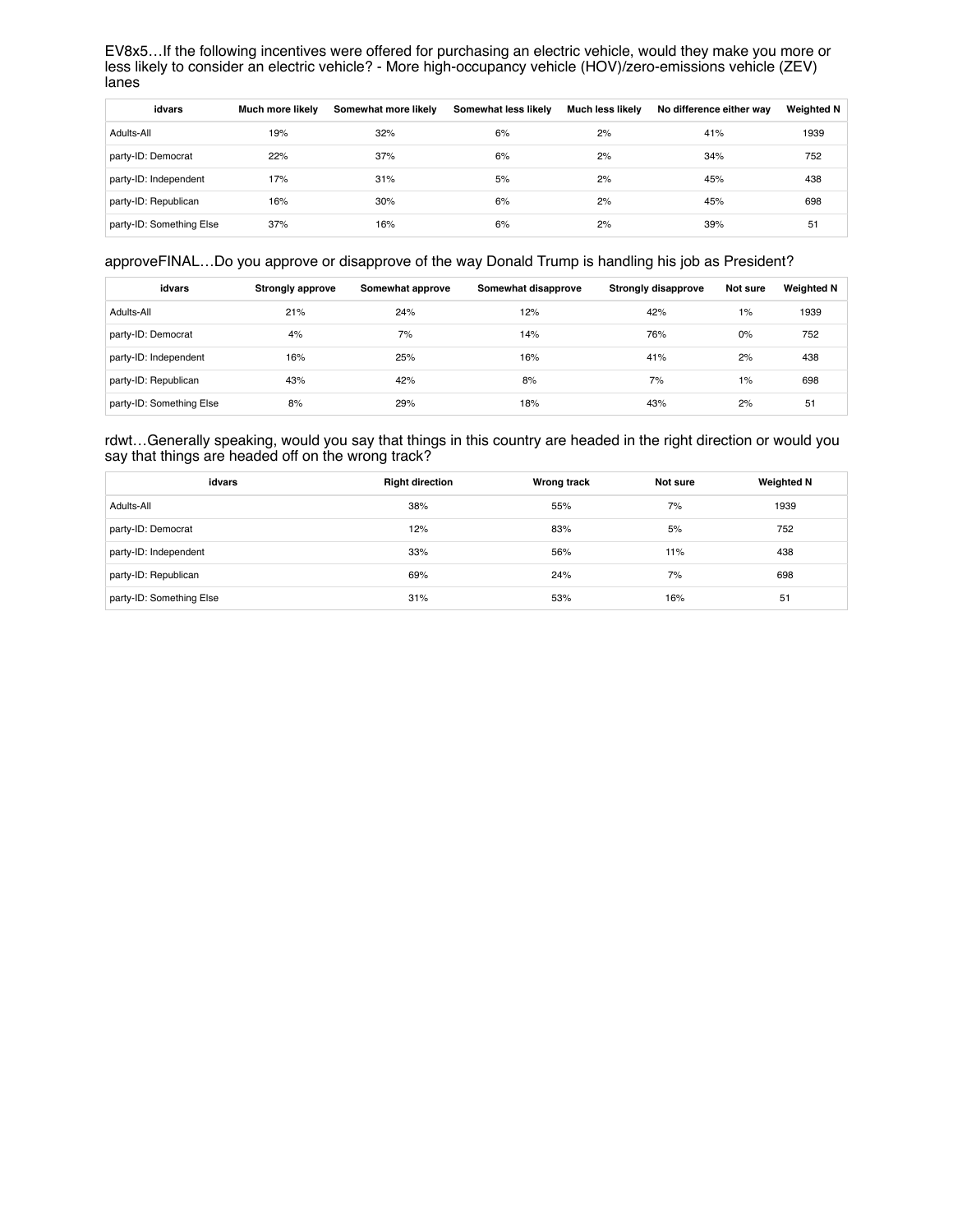EV8x5…If the following incentives were offered for purchasing an electric vehicle, would they make you more or less likely to consider an electric vehicle? - More high-occupancy vehicle (HOV)/zero-emissions vehicle (ZEV) lanes

| idvars | Much more likely | Somewhat more likely | Somewhat less likely | Much less likely | No difference either way | Weighted N |
|---|---|---|---|---|---|---|
| Adults-All | 19% | 32% | 6% | 2% | 41% | 1939 |
| party-ID: Democrat | 22% | 37% | 6% | 2% | 34% | 752 |
| party-ID: Independent | 17% | 31% | 5% | 2% | 45% | 438 |
| party-ID: Republican | 16% | 30% | 6% | 2% | 45% | 698 |
| party-ID: Something Else | 37% | 16% | 6% | 2% | 39% | 51 |

approveFINAL…Do you approve or disapprove of the way Donald Trump is handling his job as President?

| idvars | Strongly approve | Somewhat approve | Somewhat disapprove | Strongly disapprove | Not sure | Weighted N |
|---|---|---|---|---|---|---|
| Adults-All | 21% | 24% | 12% | 42% | 1% | 1939 |
| party-ID: Democrat | 4% | 7% | 14% | 76% | 0% | 752 |
| party-ID: Independent | 16% | 25% | 16% | 41% | 2% | 438 |
| party-ID: Republican | 43% | 42% | 8% | 7% | 1% | 698 |
| party-ID: Something Else | 8% | 29% | 18% | 43% | 2% | 51 |

rdwt…Generally speaking, would you say that things in this country are headed in the right direction or would you say that things are headed off on the wrong track?

| idvars | Right direction | Wrong track | Not sure | Weighted N |
|---|---|---|---|---|
| Adults-All | 38% | 55% | 7% | 1939 |
| party-ID: Democrat | 12% | 83% | 5% | 752 |
| party-ID: Independent | 33% | 56% | 11% | 438 |
| party-ID: Republican | 69% | 24% | 7% | 698 |
| party-ID: Something Else | 31% | 53% | 16% | 51 |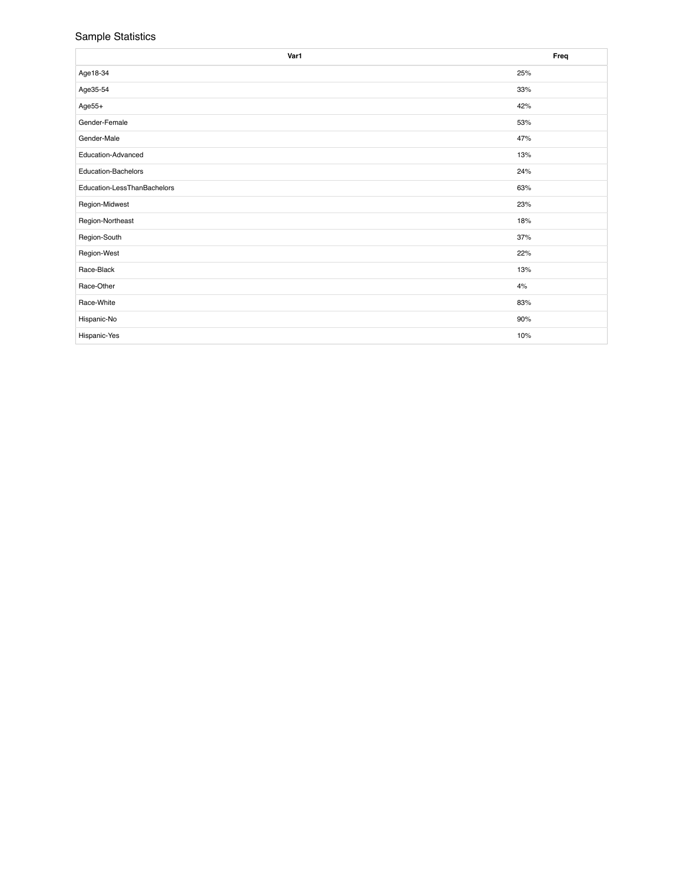## Sample Statistics

| Var1 | Freq |
| --- | --- |
| Age18-34 | 25% |
| Age35-54 | 33% |
| Age55+ | 42% |
| Gender-Female | 53% |
| Gender-Male | 47% |
| Education-Advanced | 13% |
| Education-Bachelors | 24% |
| Education-LessThanBachelors | 63% |
| Region-Midwest | 23% |
| Region-Northeast | 18% |
| Region-South | 37% |
| Region-West | 22% |
| Race-Black | 13% |
| Race-Other | 4% |
| Race-White | 83% |
| Hispanic-No | 90% |
| Hispanic-Yes | 10% |